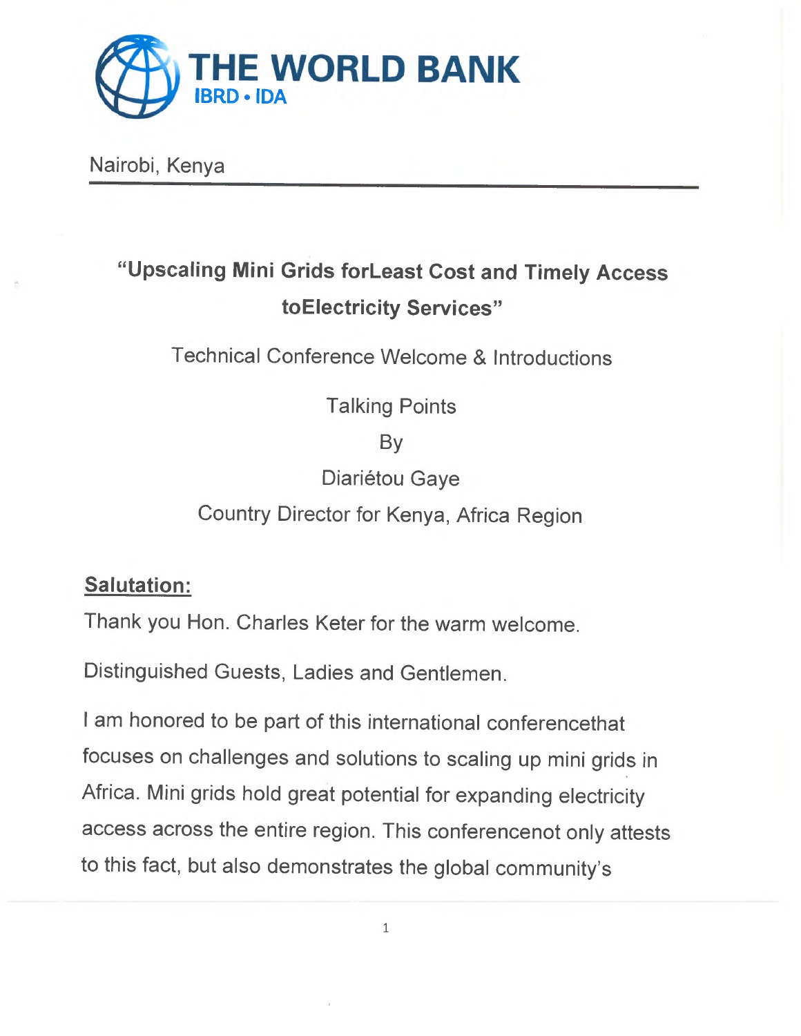# THE WORLD BANK
IBRD • IDA

Nairobi, Kenya

---

**"Upscaling Mini Grids forLeast Cost and Timely Access toElectricity Services"**

Technical Conference Welcome & Introductions

Talking Points

By

Diariétou Gaye

Country Director for Kenya, Africa Region

## Salutation:

Thank you Hon. Charles Keter for the warm welcome.

Distinguished Guests, Ladies and Gentlemen.

I am honored to be part of this international conferencethat focuses on challenges and solutions to scaling up mini grids in Africa. Mini grids hold great potential for expanding electricity access across the entire region. This conferencenot only attests to this fact, but also demonstrates the global community's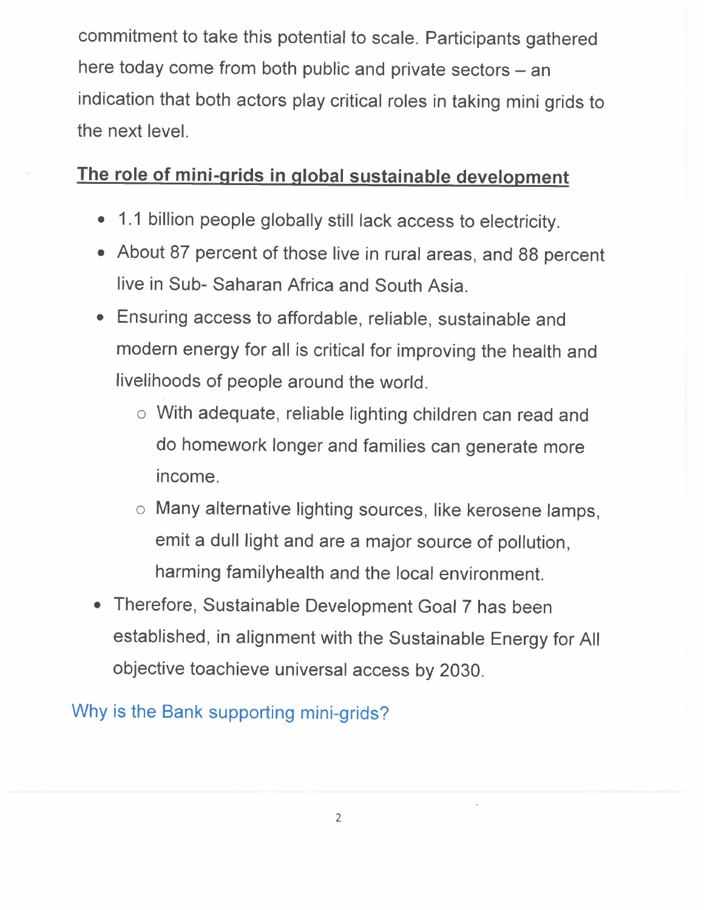commitment to take this potential to scale. Participants gathered here today come from both public and private sectors – an indication that both actors play critical roles in taking mini grids to the next level.

## <u>The role of mini-grids in global sustainable development</u>

- 1.1 billion people globally still lack access to electricity.
- About 87 percent of those live in rural areas, and 88 percent live in Sub- Saharan Africa and South Asia.
- Ensuring access to affordable, reliable, sustainable and modern energy for all is critical for improving the health and livelihoods of people around the world.
    - With adequate, reliable lighting children can read and do homework longer and families can generate more income.
    - Many alternative lighting sources, like kerosene lamps, emit a dull light and are a major source of pollution, harming familyhealth and the local environment.
- Therefore, Sustainable Development Goal 7 has been established, in alignment with the Sustainable Energy for All objective toachieve universal access by 2030.

## Why is the Bank supporting mini-grids?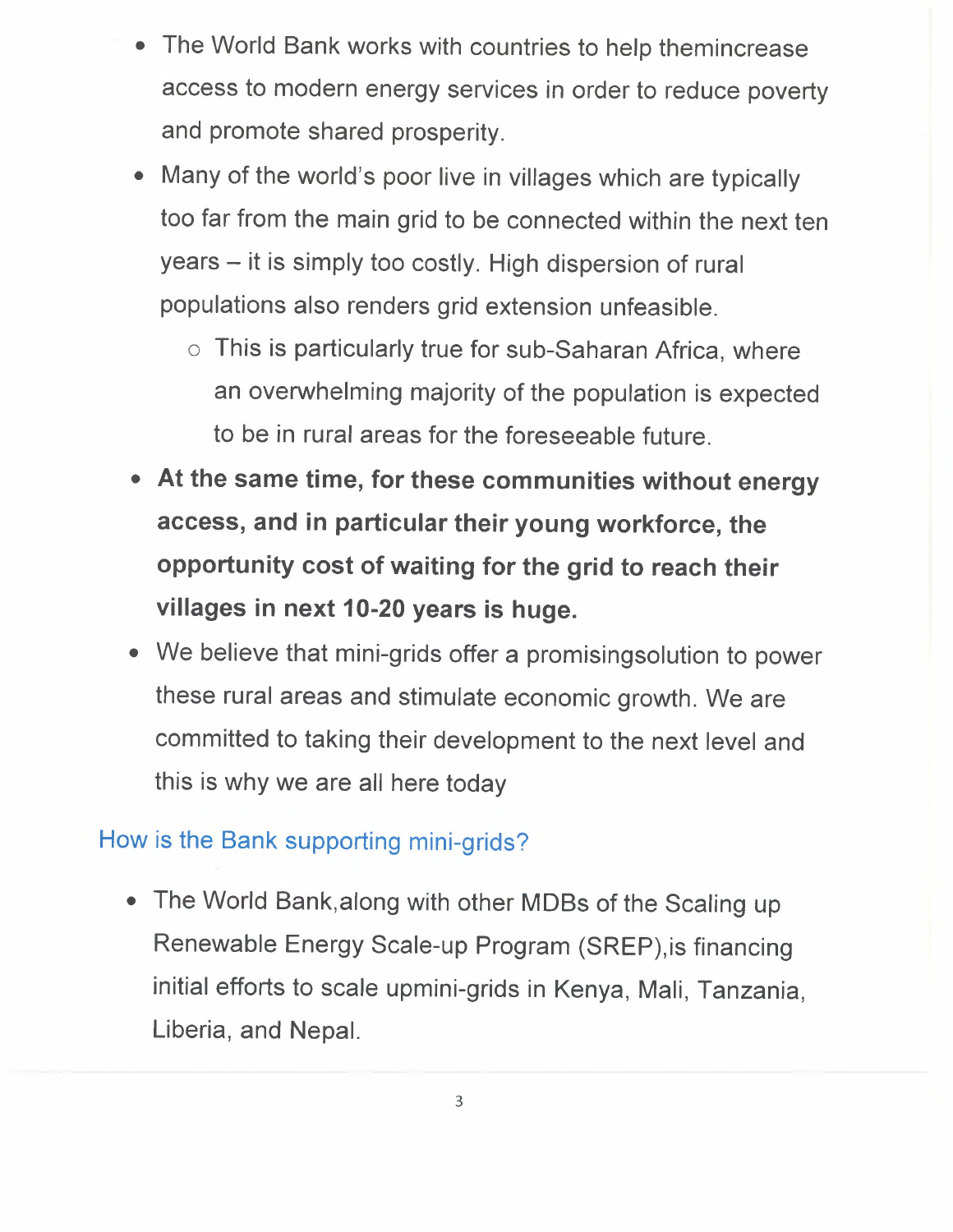- The World Bank works with countries to help themincrease access to modern energy services in order to reduce poverty and promote shared prosperity.
- Many of the world's poor live in villages which are typically too far from the main grid to be connected within the next ten years – it is simply too costly. High dispersion of rural populations also renders grid extension unfeasible.
  - This is particularly true for sub-Saharan Africa, where an overwhelming majority of the population is expected to be in rural areas for the foreseeable future.
- **At the same time, for these communities without energy access, and in particular their young workforce, the opportunity cost of waiting for the grid to reach their villages in next 10-20 years is huge.**
- We believe that mini-grids offer a promisingsolution to power these rural areas and stimulate economic growth. We are committed to taking their development to the next level and this is why we are all here today

## How is the Bank supporting mini-grids?

- The World Bank,along with other MDBs of the Scaling up Renewable Energy Scale-up Program (SREP),is financing initial efforts to scale upmini-grids in Kenya, Mali, Tanzania, Liberia, and Nepal.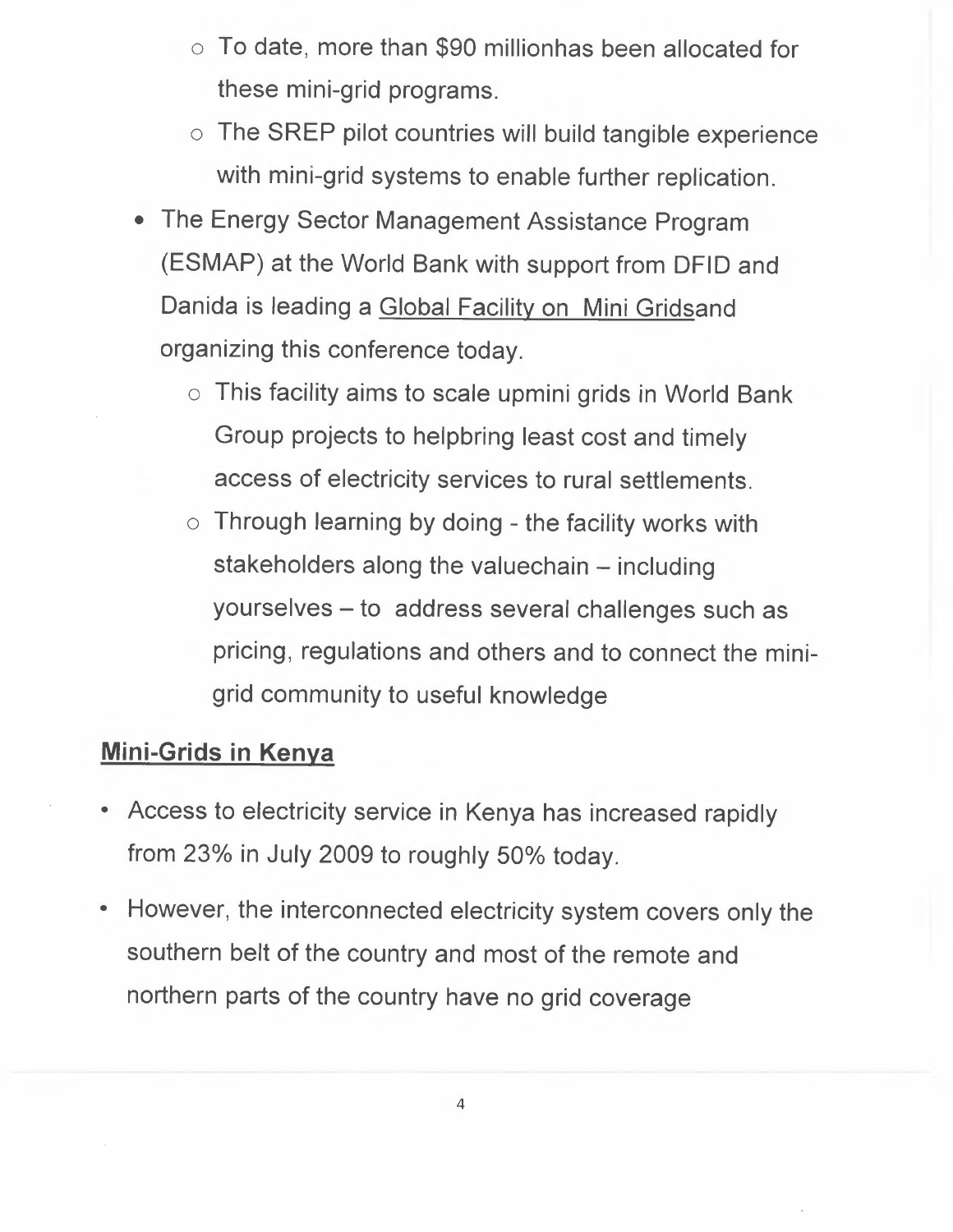- To date, more than $90 millionhas been allocated for these mini-grid programs.
  - The SREP pilot countries will build tangible experience with mini-grid systems to enable further replication.
- The Energy Sector Management Assistance Program (ESMAP) at the World Bank with support from DFID and Danida is leading a Global Facility on Mini Gridsand organizing this conference today.
  - This facility aims to scale upmini grids in World Bank Group projects to helpbring least cost and timely access of electricity services to rural settlements.
  - Through learning by doing - the facility works with stakeholders along the valuechain – including yourselves – to address several challenges such as pricing, regulations and others and to connect the mini-grid community to useful knowledge

**Mini-Grids in Kenya**

- Access to electricity service in Kenya has increased rapidly from 23% in July 2009 to roughly 50% today.
- However, the interconnected electricity system covers only the southern belt of the country and most of the remote and northern parts of the country have no grid coverage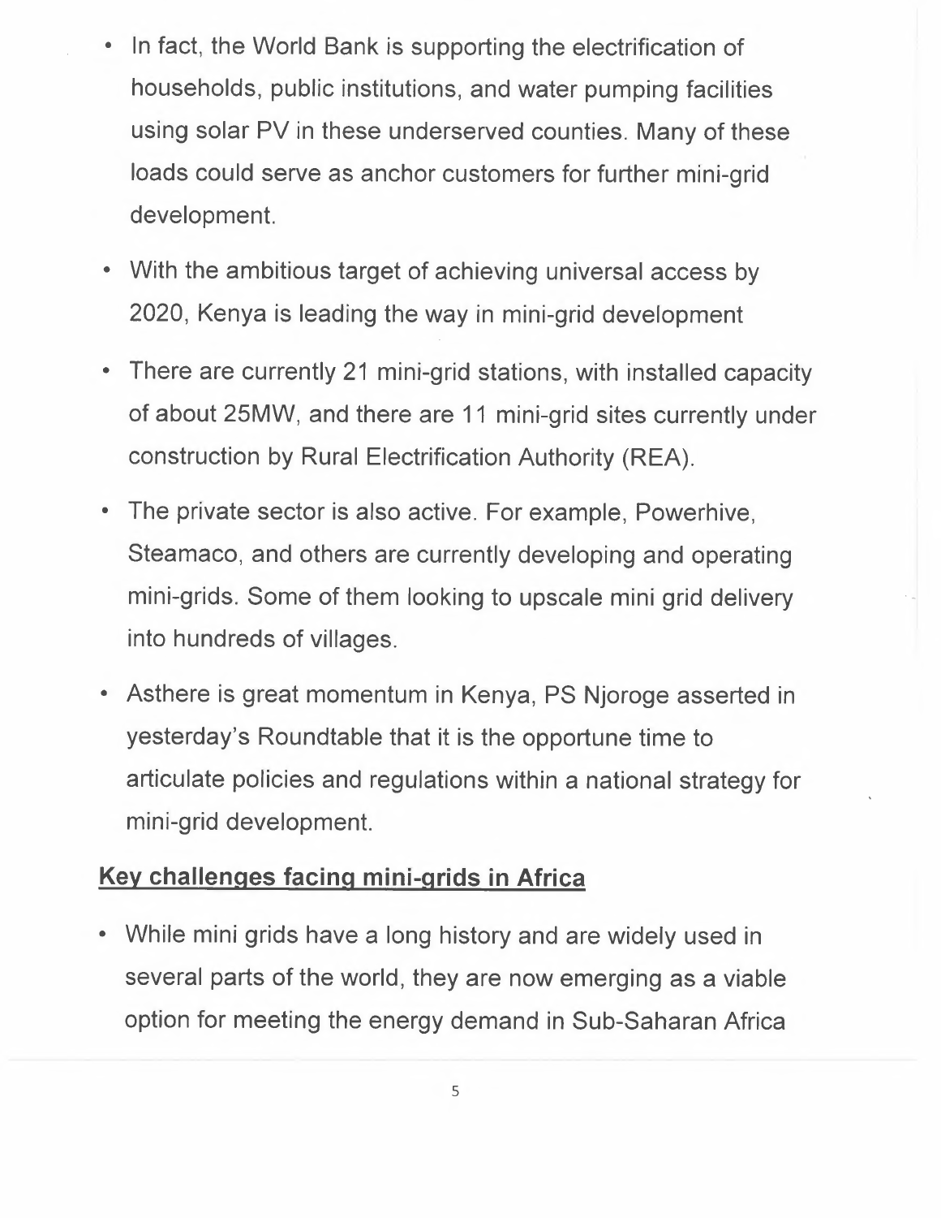- In fact, the World Bank is supporting the electrification of households, public institutions, and water pumping facilities using solar PV in these underserved counties. Many of these loads could serve as anchor customers for further mini-grid development.
- With the ambitious target of achieving universal access by 2020, Kenya is leading the way in mini-grid development
- There are currently 21 mini-grid stations, with installed capacity of about 25MW, and there are 11 mini-grid sites currently under construction by Rural Electrification Authority (REA).
- The private sector is also active. For example, Powerhive, Steamaco, and others are currently developing and operating mini-grids. Some of them looking to upscale mini grid delivery into hundreds of villages.
- Asthere is great momentum in Kenya, PS Njoroge asserted in yesterday's Roundtable that it is the opportune time to articulate policies and regulations within a national strategy for mini-grid development.

## Key challenges facing mini-grids in Africa

- While mini grids have a long history and are widely used in several parts of the world, they are now emerging as a viable option for meeting the energy demand in Sub-Saharan Africa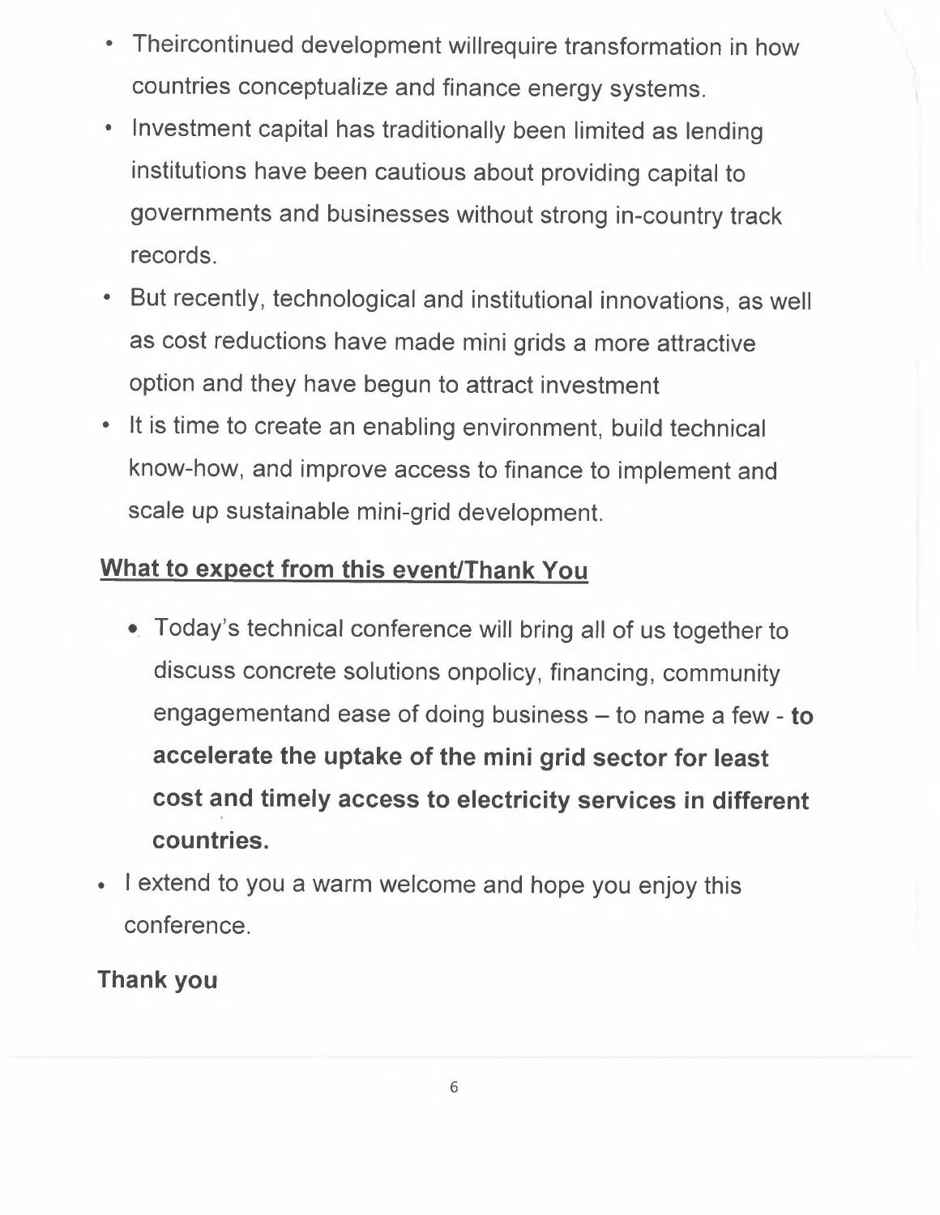- Theircontinued development willrequire transformation in how countries conceptualize and finance energy systems.
- Investment capital has traditionally been limited as lending institutions have been cautious about providing capital to governments and businesses without strong in-country track records.
- But recently, technological and institutional innovations, as well as cost reductions have made mini grids a more attractive option and they have begun to attract investment
- It is time to create an enabling environment, build technical know-how, and improve access to finance to implement and scale up sustainable mini-grid development.

## What to expect from this event/Thank You

- Today's technical conference will bring all of us together to discuss concrete solutions onpolicy, financing, community engagementand ease of doing business – to name a few - **to accelerate the uptake of the mini grid sector for least cost and timely access to electricity services in different countries.**
- I extend to you a warm welcome and hope you enjoy this conference.

**Thank you**